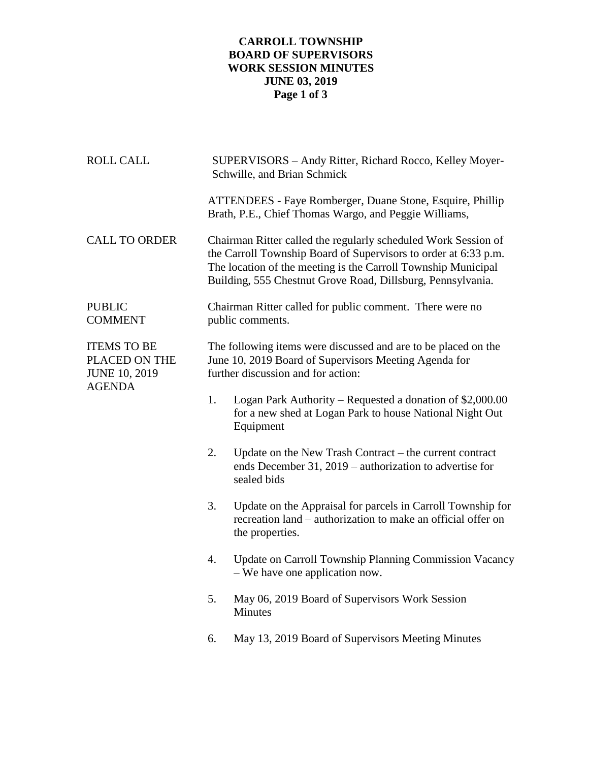# CARROLL TOWNSHIP
# BOARD OF SUPERVISORS
# WORK SESSION MINUTES
# JUNE 03, 2019

**ROLL CALL**

SUPERVISORS – Andy Ritter, Richard Rocco, Kelley Moyer-Schwille, and Brian Schmick

ATTENDEES - Faye Romberger, Duane Stone, Esquire, Phillip Brath, P.E., Chief Thomas Wargo, and Peggie Williams,

**CALL TO ORDER**

Chairman Ritter called the regularly scheduled Work Session of the Carroll Township Board of Supervisors to order at 6:33 p.m. The location of the meeting is the Carroll Township Municipal Building, 555 Chestnut Grove Road, Dillsburg, Pennsylvania.

**PUBLIC COMMENT**

Chairman Ritter called for public comment. There were no public comments.

**ITEMS TO BE PLACED ON THE JUNE 10, 2019 AGENDA**

The following items were discussed and are to be placed on the June 10, 2019 Board of Supervisors Meeting Agenda for further discussion and for action:

1. Logan Park Authority – Requested a donation of $2,000.00 for a new shed at Logan Park to house National Night Out Equipment
2. Update on the New Trash Contract – the current contract ends December 31, 2019 – authorization to advertise for sealed bids
3. Update on the Appraisal for parcels in Carroll Township for recreation land – authorization to make an official offer on the properties.
4. Update on Carroll Township Planning Commission Vacancy – We have one application now.
5. May 06, 2019 Board of Supervisors Work Session Minutes
6. May 13, 2019 Board of Supervisors Meeting Minutes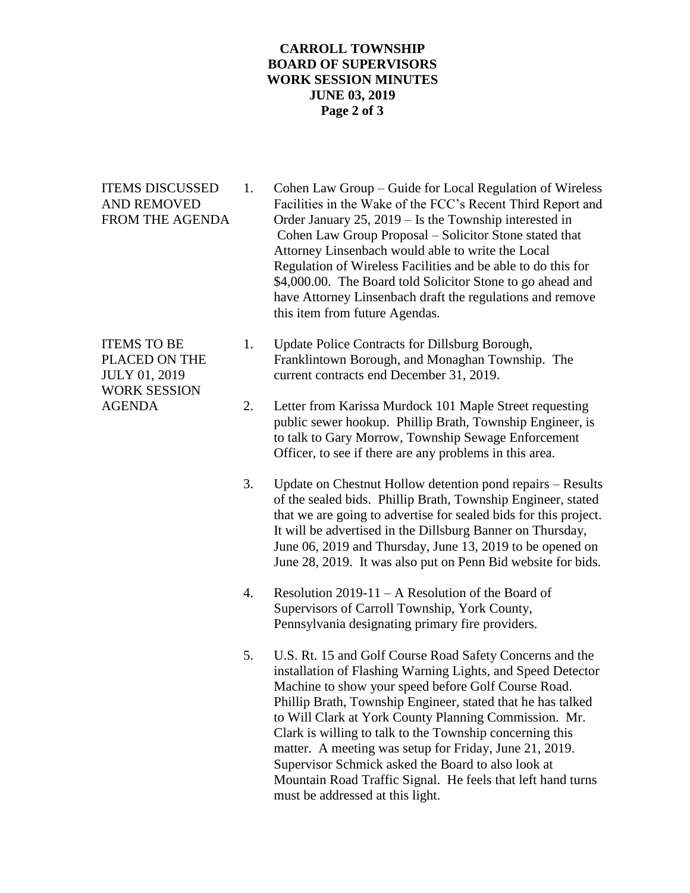**ITEMS DISCUSSED AND REMOVED FROM THE AGENDA**

1. Cohen Law Group – Guide for Local Regulation of Wireless Facilities in the Wake of the FCC's Recent Third Report and Order January 25, 2019 – Is the Township interested in Cohen Law Group Proposal – Solicitor Stone stated that Attorney Linsenbach would able to write the Local Regulation of Wireless Facilities and be able to do this for $4,000.00. The Board told Solicitor Stone to go ahead and have Attorney Linsenbach draft the regulations and remove this item from future Agendas.

**ITEMS TO BE PLACED ON THE JULY 01, 2019 WORK SESSION AGENDA**

1. Update Police Contracts for Dillsburg Borough, Franklintown Borough, and Monaghan Township. The current contracts end December 31, 2019.

2. Letter from Karissa Murdock 101 Maple Street requesting public sewer hookup. Phillip Brath, Township Engineer, is to talk to Gary Morrow, Township Sewage Enforcement Officer, to see if there are any problems in this area.

3. Update on Chestnut Hollow detention pond repairs – Results of the sealed bids. Phillip Brath, Township Engineer, stated that we are going to advertise for sealed bids for this project. It will be advertised in the Dillsburg Banner on Thursday, June 06, 2019 and Thursday, June 13, 2019 to be opened on June 28, 2019. It was also put on Penn Bid website for bids.

4. Resolution 2019-11 – A Resolution of the Board of Supervisors of Carroll Township, York County, Pennsylvania designating primary fire providers.

5. U.S. Rt. 15 and Golf Course Road Safety Concerns and the installation of Flashing Warning Lights, and Speed Detector Machine to show your speed before Golf Course Road. Phillip Brath, Township Engineer, stated that he has talked to Will Clark at York County Planning Commission. Mr. Clark is willing to talk to the Township concerning this matter. A meeting was setup for Friday, June 21, 2019. Supervisor Schmick asked the Board to also look at Mountain Road Traffic Signal. He feels that left hand turns must be addressed at this light.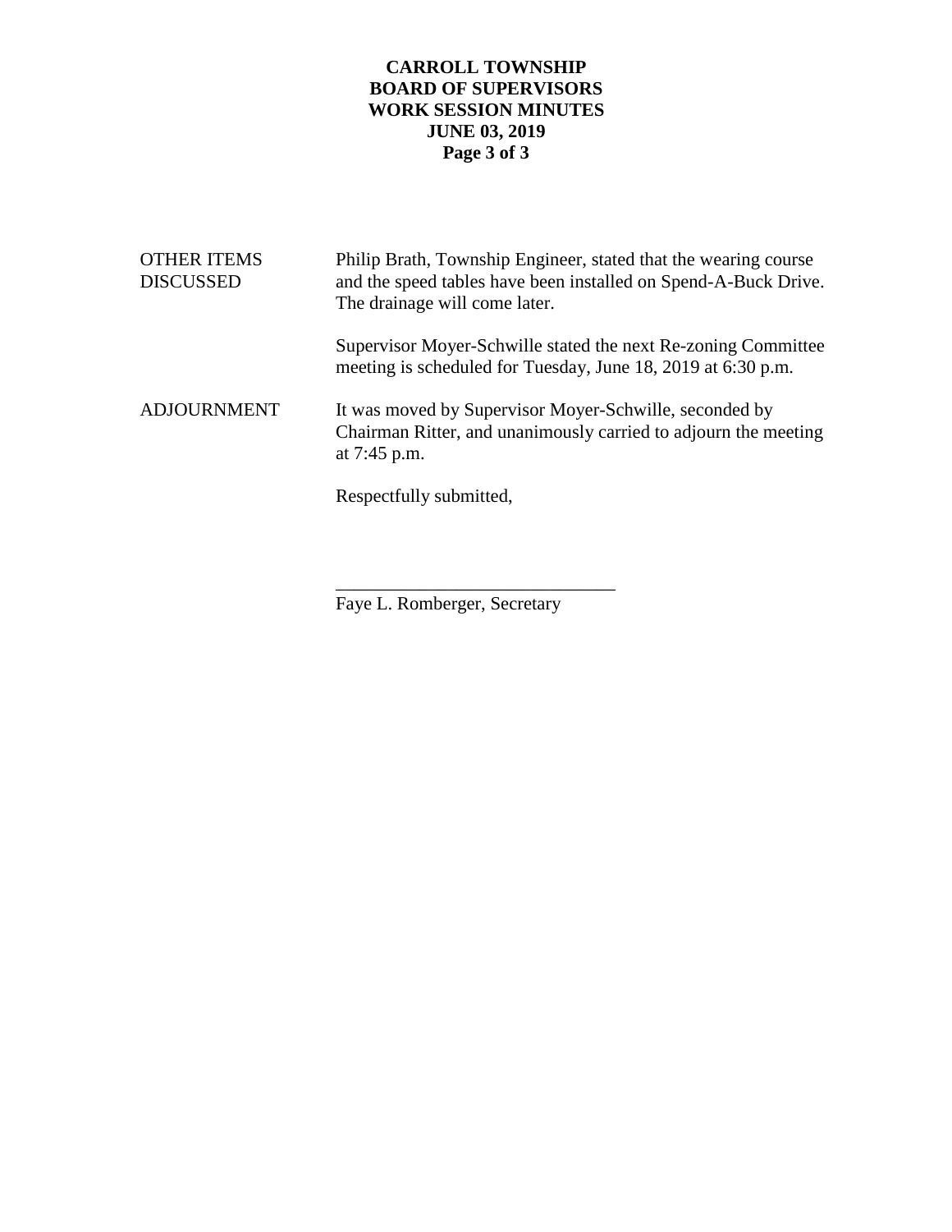**CARROLL TOWNSHIP**
**BOARD OF SUPERVISORS**
**WORK SESSION MINUTES**
**JUNE 03, 2019**

| | |
|---|---|
| OTHER ITEMS DISCUSSED | Philip Brath, Township Engineer, stated that the wearing course and the speed tables have been installed on Spend-A-Buck Drive. The drainage will come later. |
| | Supervisor Moyer-Schwille stated the next Re-zoning Committee meeting is scheduled for Tuesday, June 18, 2019 at 6:30 p.m. |
| ADJOURNMENT | It was moved by Supervisor Moyer-Schwille, seconded by Chairman Ritter, and unanimously carried to adjourn the meeting at 7:45 p.m. |

Respectfully submitted,

_______________________________
Faye L. Romberger, Secretary